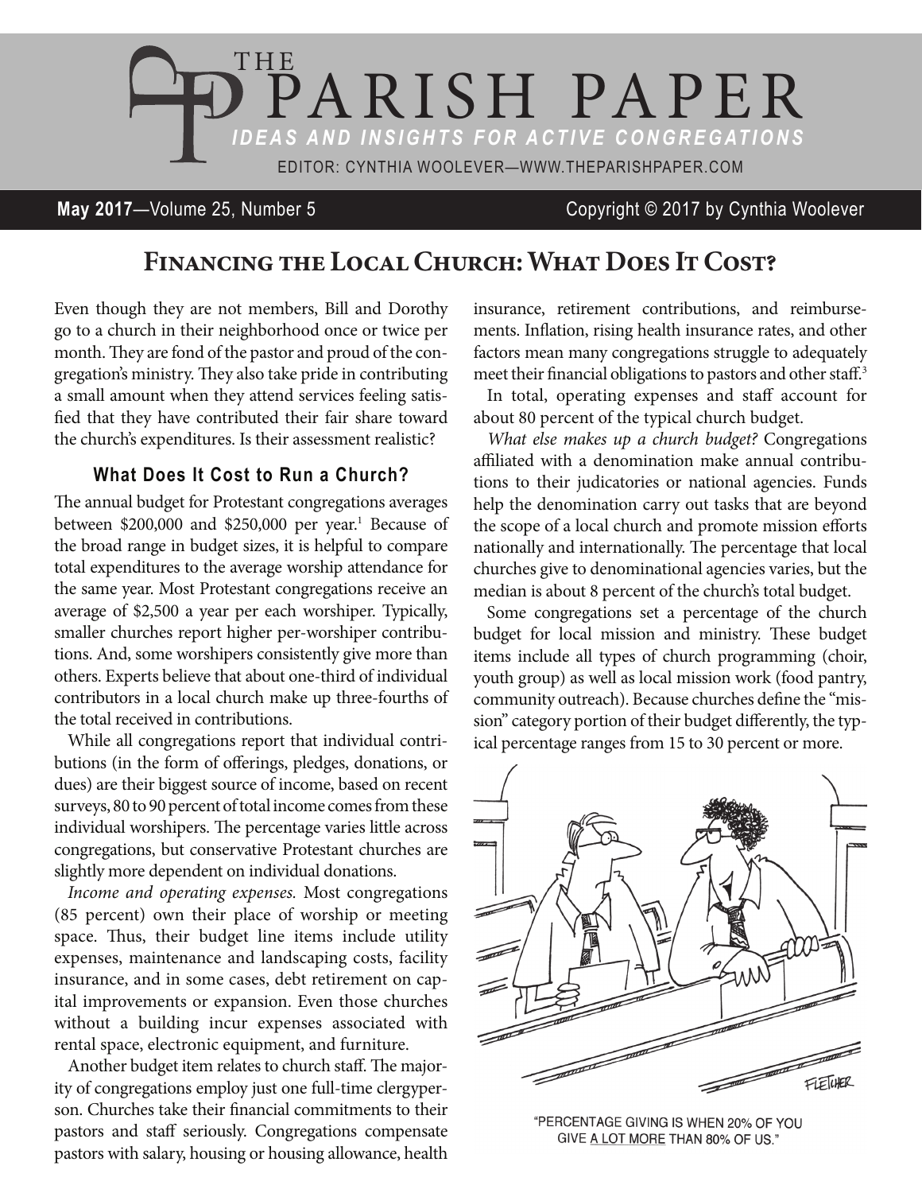# THE PARISH PAPER

*IDEAS AND INSIGHTS FOR ACTIVE CONGREGATIONS*

EDITOR: CYNTHIA WOOLEVER—WWW.THEPARISHPAPER.COM

**May 2017**—Volume 25, Number 5 Copyright © 2017 by Cynthia Woolever

## Financing the Local Church: What Does It Cost?

Even though they are not members, Bill and Dorothy go to a church in their neighborhood once or twice per month. They are fond of the pastor and proud of the congregation's ministry. They also take pride in contributing a small amount when they attend services feeling satisfied that they have contributed their fair share toward the church's expenditures. Is their assessment realistic?

### What Does It Cost to Run a Church?

The annual budget for Protestant congregations averages between \$200,000 and \$250,000 per year.[1] Because of the broad range in budget sizes, it is helpful to compare total expenditures to the average worship attendance for the same year. Most Protestant congregations receive an average of \$2,500 a year per each worshiper. Typically, smaller churches report higher per-worshiper contributions. And, some worshipers consistently give more than others. Experts believe that about one-third of individual contributors in a local church make up three-fourths of the total received in contributions.

While all congregations report that individual contributions (in the form of offerings, pledges, donations, or dues) are their biggest source of income, based on recent surveys, 80 to 90 percent of total income comes from these individual worshipers. The percentage varies little across congregations, but conservative Protestant churches are slightly more dependent on individual donations.

*Income and operating expenses.* Most congregations (85 percent) own their place of worship or meeting space. Thus, their budget line items include utility expenses, maintenance and landscaping costs, facility insurance, and in some cases, debt retirement on capital improvements or expansion. Even those churches without a building incur expenses associated with rental space, electronic equipment, and furniture.

Another budget item relates to church staff. The majority of congregations employ just one full-time clergyperson. Churches take their financial commitments to their pastors and staff seriously. Congregations compensate pastors with salary, housing or housing allowance, health insurance, retirement contributions, and reimbursements. Inflation, rising health insurance rates, and other factors mean many congregations struggle to adequately meet their financial obligations to pastors and other staff.[3]

In total, operating expenses and staff account for about 80 percent of the typical church budget.

*What else makes up a church budget?* Congregations affiliated with a denomination make annual contributions to their judicatories or national agencies. Funds help the denomination carry out tasks that are beyond the scope of a local church and promote mission efforts nationally and internationally. The percentage that local churches give to denominational agencies varies, but the median is about 8 percent of the church's total budget.

Some congregations set a percentage of the church budget for local mission and ministry. These budget items include all types of church programming (choir, youth group) as well as local mission work (food pantry, community outreach). Because churches define the "mission" category portion of their budget differently, the typical percentage ranges from 15 to 30 percent or more.

"PERCENTAGE GIVING IS WHEN 20% OF YOU GIVE A LOT MORE THAN 80% OF US."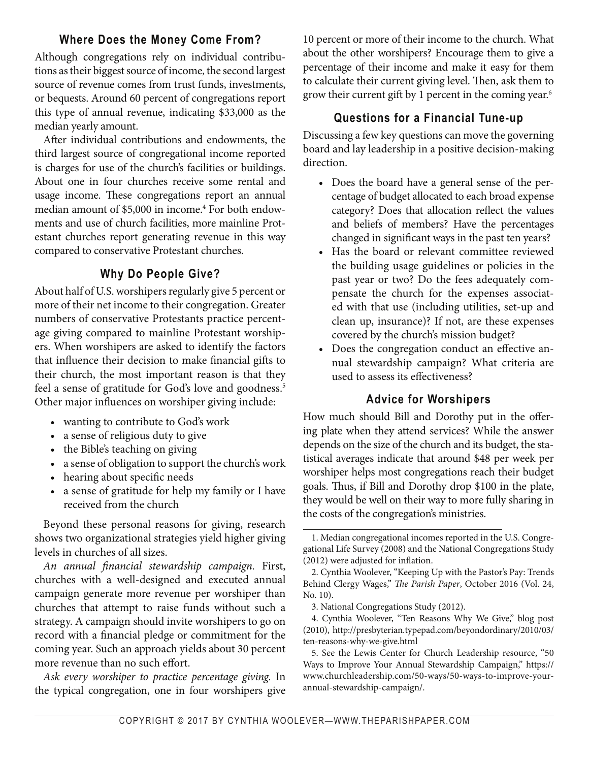## Where Does the Money Come From?

Although congregations rely on individual contributions as their biggest source of income, the second largest source of revenue comes from trust funds, investments, or bequests. Around 60 percent of congregations report this type of annual revenue, indicating $33,000 as the median yearly amount.

After individual contributions and endowments, the third largest source of congregational income reported is charges for use of the church's facilities or buildings. About one in four churches receive some rental and usage income. These congregations report an annual median amount of $5,000 in income.[4] For both endowments and use of church facilities, more mainline Protestant churches report generating revenue in this way compared to conservative Protestant churches.

## Why Do People Give?

About half of U.S. worshipers regularly give 5 percent or more of their net income to their congregation. Greater numbers of conservative Protestants practice percentage giving compared to mainline Protestant worshipers. When worshipers are asked to identify the factors that influence their decision to make financial gifts to their church, the most important reason is that they feel a sense of gratitude for God's love and goodness.[5] Other major influences on worshiper giving include:

- wanting to contribute to God's work
- a sense of religious duty to give
- the Bible's teaching on giving
- a sense of obligation to support the church's work
- hearing about specific needs
- a sense of gratitude for help my family or I have received from the church

Beyond these personal reasons for giving, research shows two organizational strategies yield higher giving levels in churches of all sizes.

*An annual financial stewardship campaign.* First, churches with a well-designed and executed annual campaign generate more revenue per worshiper than churches that attempt to raise funds without such a strategy. A campaign should invite worshipers to go on record with a financial pledge or commitment for the coming year. Such an approach yields about 30 percent more revenue than no such effort.

*Ask every worshiper to practice percentage giving.* In the typical congregation, one in four worshipers give 10 percent or more of their income to the church. What about the other worshipers? Encourage them to give a percentage of their income and make it easy for them to calculate their current giving level. Then, ask them to grow their current gift by 1 percent in the coming year.[6]

## Questions for a Financial Tune-up

Discussing a few key questions can move the governing board and lay leadership in a positive decision-making direction.

- Does the board have a general sense of the percentage of budget allocated to each broad expense category? Does that allocation reflect the values and beliefs of members? Have the percentages changed in significant ways in the past ten years?
- Has the board or relevant committee reviewed the building usage guidelines or policies in the past year or two? Do the fees adequately compensate the church for the expenses associated with that use (including utilities, set-up and clean up, insurance)? If not, are these expenses covered by the church's mission budget?
- Does the congregation conduct an effective annual stewardship campaign? What criteria are used to assess its effectiveness?

## Advice for Worshipers

How much should Bill and Dorothy put in the offering plate when they attend services? While the answer depends on the size of the church and its budget, the statistical averages indicate that around $48 per week per worshiper helps most congregations reach their budget goals. Thus, if Bill and Dorothy drop $100 in the plate, they would be well on their way to more fully sharing in the costs of the congregation's ministries.

---

1. Median congregational incomes reported in the U.S. Congregational Life Survey (2008) and the National Congregations Study (2012) were adjusted for inflation.

2. Cynthia Woolever, "Keeping Up with the Pastor's Pay: Trends Behind Clergy Wages," *The Parish Paper*, October 2016 (Vol. 24, No. 10).

3. National Congregations Study (2012).

4. Cynthia Woolever, "Ten Reasons Why We Give," blog post (2010), http://presbyterian.typepad.com/beyondordinary/2010/03/ten-reasons-why-we-give.html

5. See the Lewis Center for Church Leadership resource, "50 Ways to Improve Your Annual Stewardship Campaign," https://www.churchleadership.com/50-ways/50-ways-to-improve-your-annual-stewardship-campaign/.

COPYRIGHT © 2017 BY CYNTHIA WOOLEVER—WWW.THEPARISHPAPER.COM